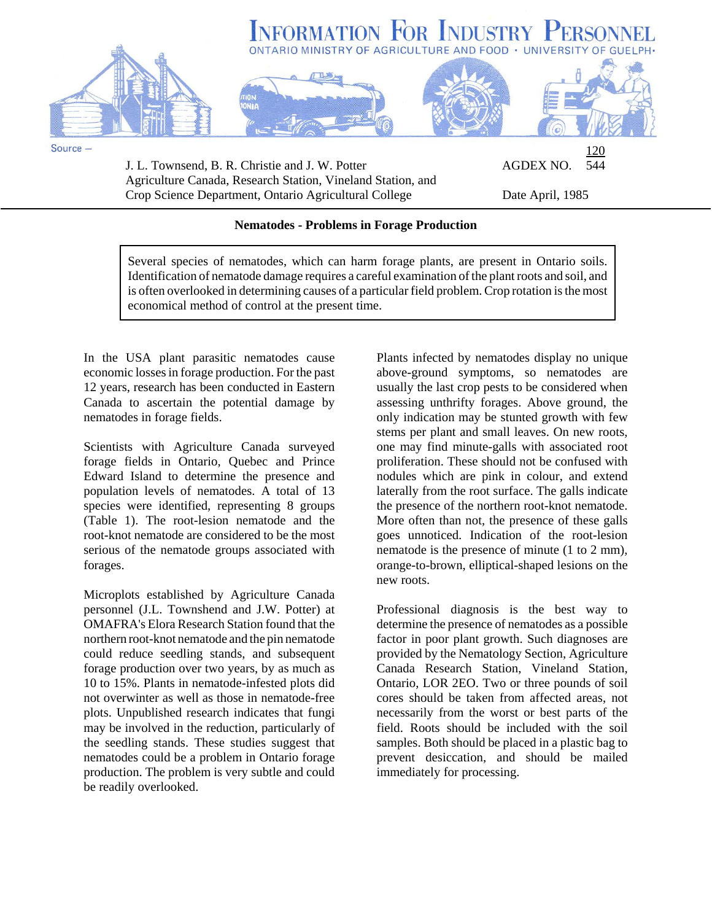# INFORMATION FOR INDUSTRY PERSONNEL

ONTARIO MINISTRY OF AGRICULTURE AND FOOD • UNIVERSITY OF GUELPH•

Source –

J. L. Townsend, B. R. Christie and J. W. Potter
Agriculture Canada, Research Station, Vineland Station, and
Crop Science Department, Ontario Agricultural College

AGDEX NO. 120/544

Date April, 1985

## Nematodes - Problems in Forage Production

> Several species of nematodes, which can harm forage plants, are present in Ontario soils. Identification of nematode damage requires a careful examination of the plant roots and soil, and is often overlooked in determining causes of a particular field problem. Crop rotation is the most economical method of control at the present time.

In the USA plant parasitic nematodes cause economic losses in forage production. For the past 12 years, research has been conducted in Eastern Canada to ascertain the potential damage by nematodes in forage fields.

Scientists with Agriculture Canada surveyed forage fields in Ontario, Quebec and Prince Edward Island to determine the presence and population levels of nematodes. A total of 13 species were identified, representing 8 groups (Table 1). The root-lesion nematode and the root-knot nematode are considered to be the most serious of the nematode groups associated with forages.

Microplots established by Agriculture Canada personnel (J.L. Townshend and J.W. Potter) at OMAFRA's Elora Research Station found that the northern root-knot nematode and the pin nematode could reduce seedling stands, and subsequent forage production over two years, by as much as 10 to 15%. Plants in nematode-infested plots did not overwinter as well as those in nematode-free plots. Unpublished research indicates that fungi may be involved in the reduction, particularly of the seedling stands. These studies suggest that nematodes could be a problem in Ontario forage production. The problem is very subtle and could be readily overlooked.

Plants infected by nematodes display no unique above-ground symptoms, so nematodes are usually the last crop pests to be considered when assessing unthrifty forages. Above ground, the only indication may be stunted growth with few stems per plant and small leaves. On new roots, one may find minute-galls with associated root proliferation. These should not be confused with nodules which are pink in colour, and extend laterally from the root surface. The galls indicate the presence of the northern root-knot nematode. More often than not, the presence of these galls goes unnoticed. Indication of the root-lesion nematode is the presence of minute (1 to 2 mm), orange-to-brown, elliptical-shaped lesions on the new roots.

Professional diagnosis is the best way to determine the presence of nematodes as a possible factor in poor plant growth. Such diagnoses are provided by the Nematology Section, Agriculture Canada Research Station, Vineland Station, Ontario, LOR 2EO. Two or three pounds of soil cores should be taken from affected areas, not necessarily from the worst or best parts of the field. Roots should be included with the soil samples. Both should be placed in a plastic bag to prevent desiccation, and should be mailed immediately for processing.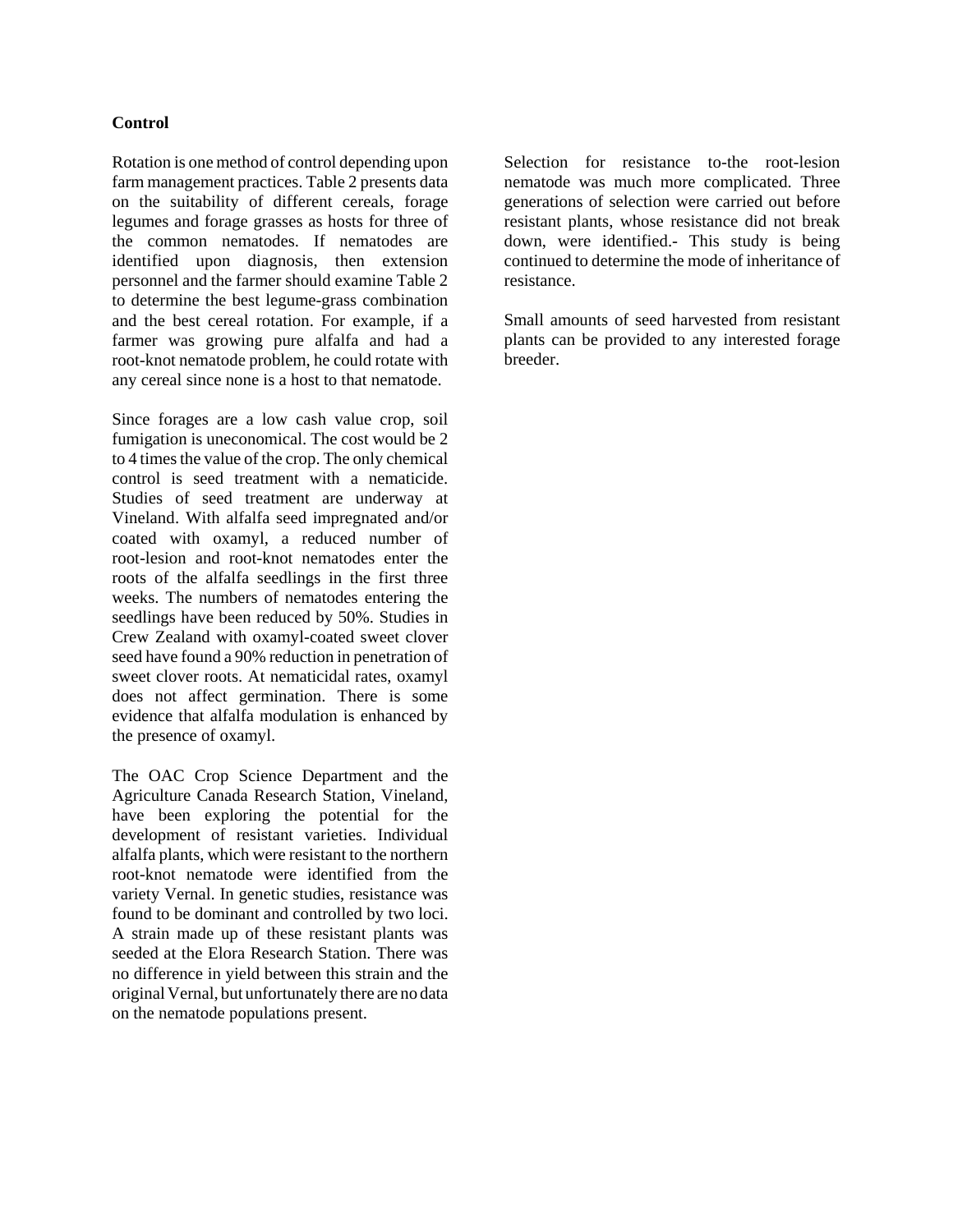**Control**

Rotation is one method of control depending upon farm management practices. Table 2 presents data on the suitability of different cereals, forage legumes and forage grasses as hosts for three of the common nematodes. If nematodes are identified upon diagnosis, then extension personnel and the farmer should examine Table 2 to determine the best legume-grass combination and the best cereal rotation. For example, if a farmer was growing pure alfalfa and had a root-knot nematode problem, he could rotate with any cereal since none is a host to that nematode.

Since forages are a low cash value crop, soil fumigation is uneconomical. The cost would be 2 to 4 times the value of the crop. The only chemical control is seed treatment with a nematicide. Studies of seed treatment are underway at Vineland. With alfalfa seed impregnated and/or coated with oxamyl, a reduced number of root-lesion and root-knot nematodes enter the roots of the alfalfa seedlings in the first three weeks. The numbers of nematodes entering the seedlings have been reduced by 50%. Studies in Crew Zealand with oxamyl-coated sweet clover seed have found a 90% reduction in penetration of sweet clover roots. At nematicidal rates, oxamyl does not affect germination. There is some evidence that alfalfa modulation is enhanced by the presence of oxamyl.

The OAC Crop Science Department and the Agriculture Canada Research Station, Vineland, have been exploring the potential for the development of resistant varieties. Individual alfalfa plants, which were resistant to the northern root-knot nematode were identified from the variety Vernal. In genetic studies, resistance was found to be dominant and controlled by two loci. A strain made up of these resistant plants was seeded at the Elora Research Station. There was no difference in yield between this strain and the original Vernal, but unfortunately there are no data on the nematode populations present.

Selection for resistance to-the root-lesion nematode was much more complicated. Three generations of selection were carried out before resistant plants, whose resistance did not break down, were identified.- This study is being continued to determine the mode of inheritance of resistance.

Small amounts of seed harvested from resistant plants can be provided to any interested forage breeder.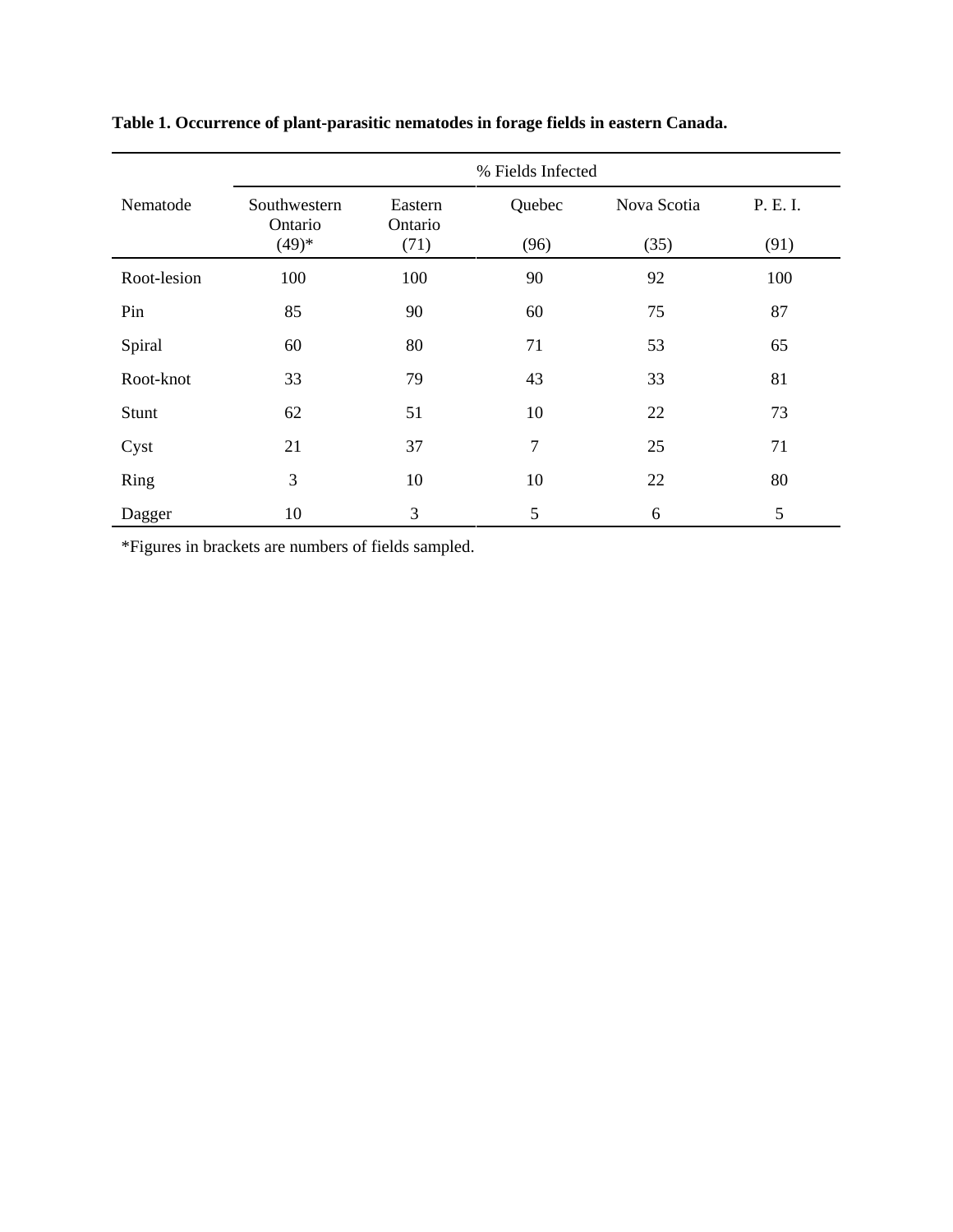**Table 1. Occurrence of plant-parasitic nematodes in forage fields in eastern Canada.**

| Nematode | % Fields Infected | | | | |
|---|---|---|---|---|---|
| | Southwestern Ontario (49)* | Eastern Ontario (71) | Quebec (96) | Nova Scotia (35) | P. E. I. (91) |
| Root-lesion | 100 | 100 | 90 | 92 | 100 |
| Pin | 85 | 90 | 60 | 75 | 87 |
| Spiral | 60 | 80 | 71 | 53 | 65 |
| Root-knot | 33 | 79 | 43 | 33 | 81 |
| Stunt | 62 | 51 | 10 | 22 | 73 |
| Cyst | 21 | 37 | 7 | 25 | 71 |
| Ring | 3 | 10 | 10 | 22 | 80 |
| Dagger | 10 | 3 | 5 | 6 | 5 |

*Figures in brackets are numbers of fields sampled.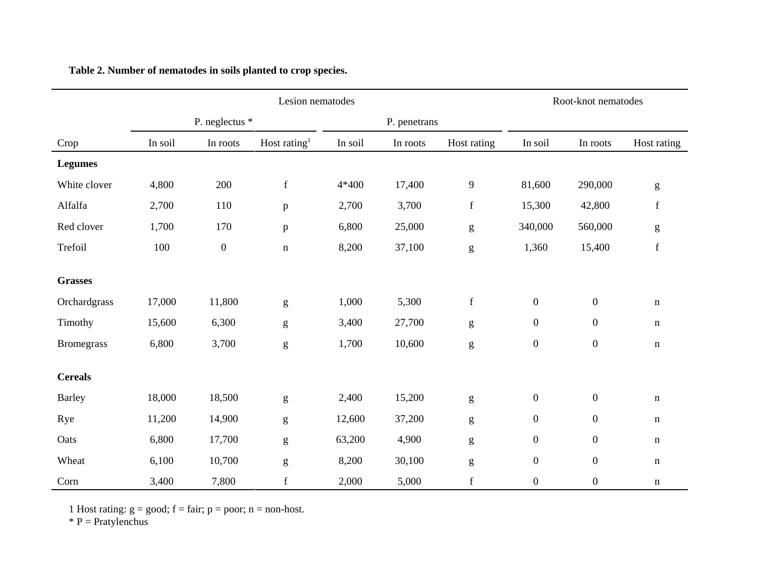**Table 2. Number of nematodes in soils planted to crop species.**

| | Lesion nematodes | | | | | | Root-knot nematodes | | |
|---|---|---|---|---|---|---|---|---|---|
| | P. neglectus * | | | P. penetrans | | | | | |
| Crop | In soil | In roots | Host rating[1] | In soil | In roots | Host rating | In soil | In roots | Host rating |
| **Legumes** | | | | | | | | | |
| White clover | 4,800 | 200 | f | 4*400 | 17,400 | 9 | 81,600 | 290,000 | g |
| Alfalfa | 2,700 | 110 | p | 2,700 | 3,700 | f | 15,300 | 42,800 | f |
| Red clover | 1,700 | 170 | p | 6,800 | 25,000 | g | 340,000 | 560,000 | g |
| Trefoil | 100 | 0 | n | 8,200 | 37,100 | g | 1,360 | 15,400 | f |
| **Grasses** | | | | | | | | | |
| Orchardgrass | 17,000 | 11,800 | g | 1,000 | 5,300 | f | 0 | 0 | n |
| Timothy | 15,600 | 6,300 | g | 3,400 | 27,700 | g | 0 | 0 | n |
| Bromegrass | 6,800 | 3,700 | g | 1,700 | 10,600 | g | 0 | 0 | n |
| **Cereals** | | | | | | | | | |
| Barley | 18,000 | 18,500 | g | 2,400 | 15,200 | g | 0 | 0 | n |
| Rye | 11,200 | 14,900 | g | 12,600 | 37,200 | g | 0 | 0 | n |
| Oats | 6,800 | 17,700 | g | 63,200 | 4,900 | g | 0 | 0 | n |
| Wheat | 6,100 | 10,700 | g | 8,200 | 30,100 | g | 0 | 0 | n |
| Corn | 3,400 | 7,800 | f | 2,000 | 5,000 | f | 0 | 0 | n |

1 Host rating: g = good; f = fair; p = poor; n = non-host.
* P = Pratylenchus